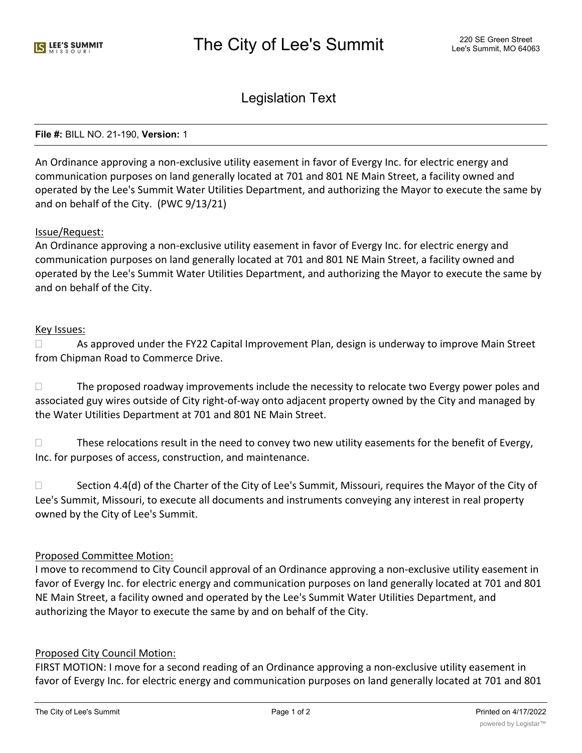# The City of Lee's Summit

220 SE Green Street
Lee's Summit, MO 64063

## Legislation Text

**File #:** BILL NO. 21-190, **Version:** 1

An Ordinance approving a non-exclusive utility easement in favor of Evergy Inc. for electric energy and communication purposes on land generally located at 701 and 801 NE Main Street, a facility owned and operated by the Lee's Summit Water Utilities Department, and authorizing the Mayor to execute the same by and on behalf of the City. (PWC 9/13/21)

Issue/Request:
An Ordinance approving a non-exclusive utility easement in favor of Evergy Inc. for electric energy and communication purposes on land generally located at 701 and 801 NE Main Street, a facility owned and operated by the Lee's Summit Water Utilities Department, and authorizing the Mayor to execute the same by and on behalf of the City.

Key Issues:

- As approved under the FY22 Capital Improvement Plan, design is underway to improve Main Street from Chipman Road to Commerce Drive.
- The proposed roadway improvements include the necessity to relocate two Evergy power poles and associated guy wires outside of City right-of-way onto adjacent property owned by the City and managed by the Water Utilities Department at 701 and 801 NE Main Street.
- These relocations result in the need to convey two new utility easements for the benefit of Evergy, Inc. for purposes of access, construction, and maintenance.
- Section 4.4(d) of the Charter of the City of Lee's Summit, Missouri, requires the Mayor of the City of Lee's Summit, Missouri, to execute all documents and instruments conveying any interest in real property owned by the City of Lee's Summit.

Proposed Committee Motion:
I move to recommend to City Council approval of an Ordinance approving a non-exclusive utility easement in favor of Evergy Inc. for electric energy and communication purposes on land generally located at 701 and 801 NE Main Street, a facility owned and operated by the Lee's Summit Water Utilities Department, and authorizing the Mayor to execute the same by and on behalf of the City.

Proposed City Council Motion:
FIRST MOTION: I move for a second reading of an Ordinance approving a non-exclusive utility easement in favor of Evergy Inc. for electric energy and communication purposes on land generally located at 701 and 801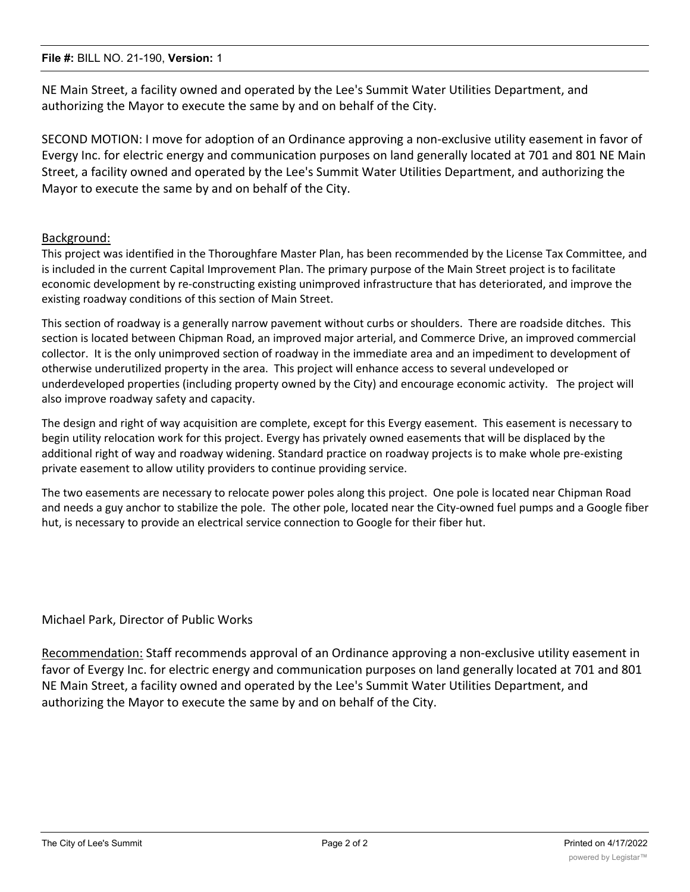NE Main Street, a facility owned and operated by the Lee's Summit Water Utilities Department, and authorizing the Mayor to execute the same by and on behalf of the City.

SECOND MOTION: I move for adoption of an Ordinance approving a non-exclusive utility easement in favor of Evergy Inc. for electric energy and communication purposes on land generally located at 701 and 801 NE Main Street, a facility owned and operated by the Lee's Summit Water Utilities Department, and authorizing the Mayor to execute the same by and on behalf of the City.

Background:

This project was identified in the Thoroughfare Master Plan, has been recommended by the License Tax Committee, and is included in the current Capital Improvement Plan. The primary purpose of the Main Street project is to facilitate economic development by re-constructing existing unimproved infrastructure that has deteriorated, and improve the existing roadway conditions of this section of Main Street.

This section of roadway is a generally narrow pavement without curbs or shoulders. There are roadside ditches. This section is located between Chipman Road, an improved major arterial, and Commerce Drive, an improved commercial collector. It is the only unimproved section of roadway in the immediate area and an impediment to development of otherwise underutilized property in the area. This project will enhance access to several undeveloped or underdeveloped properties (including property owned by the City) and encourage economic activity. The project will also improve roadway safety and capacity.

The design and right of way acquisition are complete, except for this Evergy easement. This easement is necessary to begin utility relocation work for this project. Evergy has privately owned easements that will be displaced by the additional right of way and roadway widening. Standard practice on roadway projects is to make whole pre-existing private easement to allow utility providers to continue providing service.

The two easements are necessary to relocate power poles along this project. One pole is located near Chipman Road and needs a guy anchor to stabilize the pole. The other pole, located near the City-owned fuel pumps and a Google fiber hut, is necessary to provide an electrical service connection to Google for their fiber hut.

Michael Park, Director of Public Works

Recommendation: Staff recommends approval of an Ordinance approving a non-exclusive utility easement in favor of Evergy Inc. for electric energy and communication purposes on land generally located at 701 and 801 NE Main Street, a facility owned and operated by the Lee's Summit Water Utilities Department, and authorizing the Mayor to execute the same by and on behalf of the City.